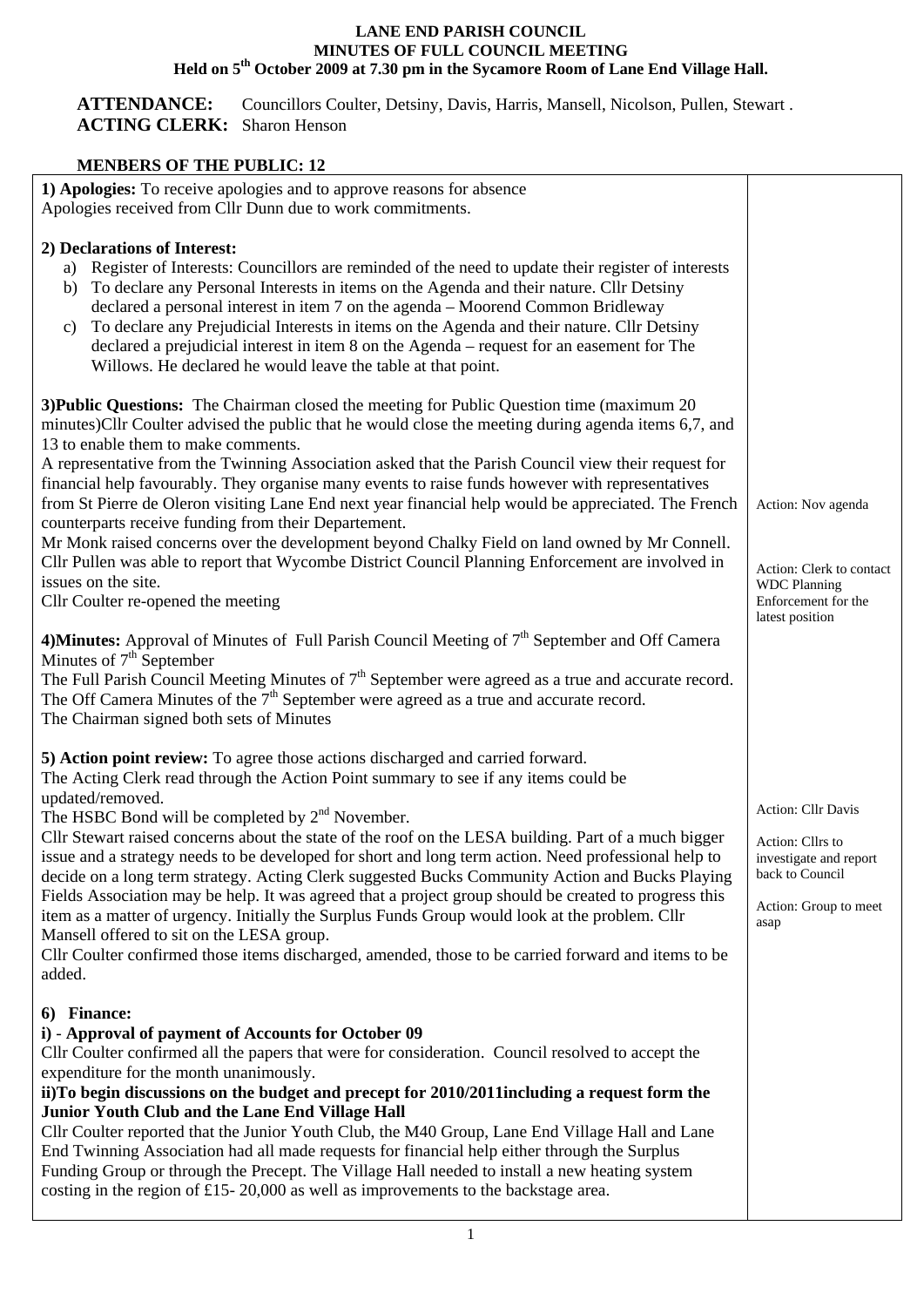# LANE END PARISH COUNCIL
## MINUTES OF FULL COUNCIL MEETING
### Held on 5th October 2009 at 7.30 pm in the Sycamore Room of Lane End Village Hall.

**ATTENDANCE:** Councillors Coulter, Detsiny, Davis, Harris, Mansell, Nicolson, Pullen, Stewart .
**ACTING CLERK:** Sharon Henson

**MENBERS OF THE PUBLIC: 12**

| | |
|---|---|
| **1) Apologies:** To receive apologies and to approve reasons for absence<br>Apologies received from Cllr Dunn due to work commitments. | |
| **2) Declarations of Interest:**<br>a) Register of Interests: Councillors are reminded of the need to update their register of interests<br>b) To declare any Personal Interests in items on the Agenda and their nature. Cllr Detsiny declared a personal interest in item 7 on the agenda – Moorend Common Bridleway<br>c) To declare any Prejudicial Interests in items on the Agenda and their nature. Cllr Detsiny declared a prejudicial interest in item 8 on the Agenda – request for an easement for The Willows. He declared he would leave the table at that point. | |
| **3)Public Questions:** The Chairman closed the meeting for Public Question time (maximum 20 minutes)Cllr Coulter advised the public that he would close the meeting during agenda items 6,7, and 13 to enable them to make comments.<br>A representative from the Twinning Association asked that the Parish Council view their request for financial help favourably. They organise many events to raise funds however with representatives from St Pierre de Oleron visiting Lane End next year financial help would be appreciated. The French counterparts receive funding from their Departement.<br>Mr Monk raised concerns over the development beyond Chalky Field on land owned by Mr Connell. Cllr Pullen was able to report that Wycombe District Council Planning Enforcement are involved in issues on the site.<br>Cllr Coulter re-opened the meeting | Action: Nov agenda<br><br>Action: Clerk to contact WDC Planning Enforcement for the latest position |
| **4)Minutes:** Approval of Minutes of Full Parish Council Meeting of 7th September and Off Camera Minutes of 7th September<br>The Full Parish Council Meeting Minutes of 7th September were agreed as a true and accurate record. The Off Camera Minutes of the 7th September were agreed as a true and accurate record.<br>The Chairman signed both sets of Minutes | |
| **5) Action point review:** To agree those actions discharged and carried forward.<br>The Acting Clerk read through the Action Point summary to see if any items could be updated/removed.<br>The HSBC Bond will be completed by 2nd November.<br>Cllr Stewart raised concerns about the state of the roof on the LESA building. Part of a much bigger issue and a strategy needs to be developed for short and long term action. Need professional help to decide on a long term strategy. Acting Clerk suggested Bucks Community Action and Bucks Playing Fields Association may be help. It was agreed that a project group should be created to progress this item as a matter of urgency. Initially the Surplus Funds Group would look at the problem. Cllr Mansell offered to sit on the LESA group.<br>Cllr Coulter confirmed those items discharged, amended, those to be carried forward and items to be added. | Action: Cllr Davis<br><br>Action: Cllrs to investigate and report back to Council<br><br>Action: Group to meet asap |
| **6) Finance:**<br>**i) - Approval of payment of Accounts for October 09**<br>Cllr Coulter confirmed all the papers that were for consideration. Council resolved to accept the expenditure for the month unanimously.<br>**ii)To begin discussions on the budget and precept for 2010/2011including a request form the Junior Youth Club and the Lane End Village Hall**<br>Cllr Coulter reported that the Junior Youth Club, the M40 Group, Lane End Village Hall and Lane End Twinning Association had all made requests for financial help either through the Surplus Funding Group or through the Precept. The Village Hall needed to install a new heating system costing in the region of £15- 20,000 as well as improvements to the backstage area. | |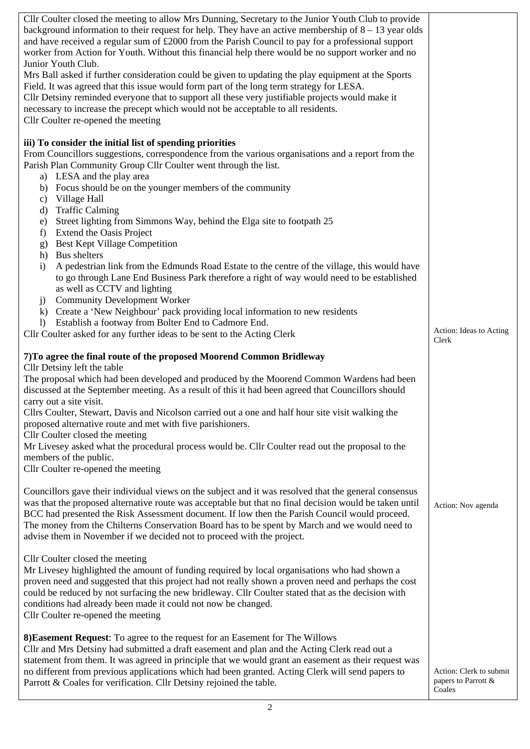| | |
|---|---|
| Cllr Coulter closed the meeting to allow Mrs Dunning, Secretary to the Junior Youth Club to provide background information to their request for help. They have an active membership of 8 – 13 year olds and have received a regular sum of £2000 from the Parish Council to pay for a professional support worker from Action for Youth. Without this financial help there would be no support worker and no Junior Youth Club.<br>Mrs Ball asked if further consideration could be given to updating the play equipment at the Sports Field. It was agreed that this issue would form part of the long term strategy for LESA.<br>Cllr Detsiny reminded everyone that to support all these very justifiable projects would make it necessary to increase the precept which would not be acceptable to all residents.<br>Cllr Coulter re-opened the meeting | |
| **iii) To consider the initial list of spending priorities**<br>From Councillors suggestions, correspondence from the various organisations and a report from the Parish Plan Community Group Cllr Coulter went through the list.<br>a) LESA and the play area<br>b) Focus should be on the younger members of the community<br>c) Village Hall<br>d) Traffic Calming<br>e) Street lighting from Simmons Way, behind the Elga site to footpath 25<br>f) Extend the Oasis Project<br>g) Best Kept Village Competition<br>h) Bus shelters<br>i) A pedestrian link from the Edmunds Road Estate to the centre of the village, this would have to go through Lane End Business Park therefore a right of way would need to be established as well as CCTV and lighting<br>j) Community Development Worker<br>k) Create a 'New Neighbour' pack providing local information to new residents<br>l) Establish a footway from Bolter End to Cadmore End.<br>Cllr Coulter asked for any further ideas to be sent to the Acting Clerk | Action: Ideas to Acting Clerk |
| **7)To agree the final route of the proposed Moorend Common Bridleway**<br>Cllr Detsiny left the table<br>The proposal which had been developed and produced by the Moorend Common Wardens had been discussed at the September meeting. As a result of this it had been agreed that Councillors should carry out a site visit.<br>Cllrs Coulter, Stewart, Davis and Nicolson carried out a one and half hour site visit walking the proposed alternative route and met with five parishioners.<br>Cllr Coulter closed the meeting<br>Mr Livesey asked what the procedural process would be. Cllr Coulter read out the proposal to the members of the public.<br>Cllr Coulter re-opened the meeting | |
| Councillors gave their individual views on the subject and it was resolved that the general consensus was that the proposed alternative route was acceptable but that no final decision would be taken until BCC had presented the Risk Assessment document. If low then the Parish Council would proceed. The money from the Chilterns Conservation Board has to be spent by March and we would need to advise them in November if we decided not to proceed with the project. | Action: Nov agenda |
| Cllr Coulter closed the meeting<br>Mr Livesey highlighted the amount of funding required by local organisations who had shown a proven need and suggested that this project had not really shown a proven need and perhaps the cost could be reduced by not surfacing the new bridleway. Cllr Coulter stated that as the decision with conditions had already been made it could not now be changed.<br>Cllr Coulter re-opened the meeting | |
| **8)Easement Request**: To agree to the request for an Easement for The Willows<br>Cllr and Mrs Detsiny had submitted a draft easement and plan and the Acting Clerk read out a statement from them. It was agreed in principle that we would grant an easement as their request was no different from previous applications which had been granted. Acting Clerk will send papers to Parrott & Coales for verification. Cllr Detsiny rejoined the table. | Action: Clerk to submit papers to Parrott & Coales |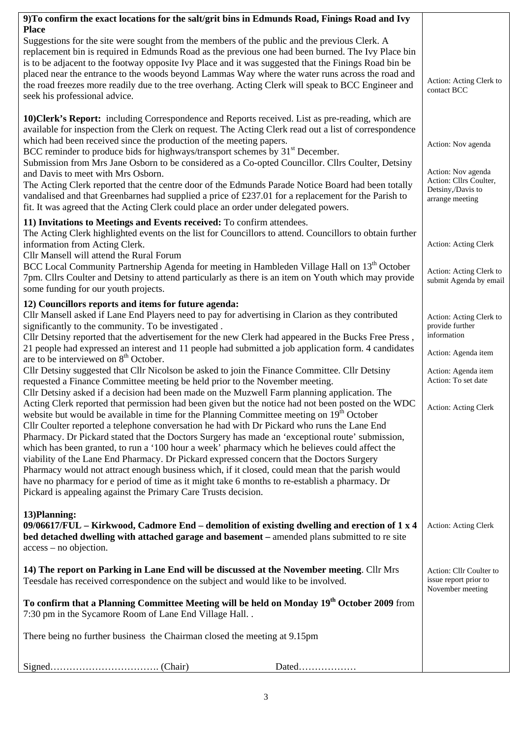| | |
|---|---|
| **9)To confirm the exact locations for the salt/grit bins in Edmunds Road, Finings Road and Ivy Place**<br>Suggestions for the site were sought from the members of the public and the previous Clerk. A replacement bin is required in Edmunds Road as the previous one had been burned. The Ivy Place bin is to be adjacent to the footway opposite Ivy Place and it was suggested that the Finings Road bin be placed near the entrance to the woods beyond Lammas Way where the water runs across the road and the road freezes more readily due to the tree overhang. Acting Clerk will speak to BCC Engineer and seek his professional advice. | Action: Acting Clerk to contact BCC |
| **10)Clerk's Report:** including Correspondence and Reports received. List as pre-reading, which are available for inspection from the Clerk on request. The Acting Clerk read out a list of correspondence which had been received since the production of the meeting papers.<br>BCC reminder to produce bids for highways/transport schemes by 31st December.<br>Submission from Mrs Jane Osborn to be considered as a Co-opted Councillor. Cllrs Coulter, Detsiny and Davis to meet with Mrs Osborn.<br>The Acting Clerk reported that the centre door of the Edmunds Parade Notice Board had been totally vandalised and that Greenbarnes had supplied a price of £237.01 for a replacement for the Parish to fit. It was agreed that the Acting Clerk could place an order under delegated powers. | Action: Nov agenda<br><br>Action: Nov agenda<br>Action: Cllrs Coulter, Detsiny,/Davis to arrange meeting |
| **11) Invitations to Meetings and Events received:** To confirm attendees.<br>The Acting Clerk highlighted events on the list for Councillors to attend. Councillors to obtain further information from Acting Clerk.<br>Cllr Mansell will attend the Rural Forum<br>BCC Local Community Partnership Agenda for meeting in Hambleden Village Hall on 13th October 7pm. Cllrs Coulter and Detsiny to attend particularly as there is an item on Youth which may provide some funding for our youth projects. | Action: Acting Clerk<br><br>Action: Acting Clerk to submit Agenda by email |
| **12) Councillors reports and items for future agenda:**<br>Cllr Mansell asked if Lane End Players need to pay for advertising in Clarion as they contributed significantly to the community. To be investigated .<br>Cllr Detsiny reported that the advertisement for the new Clerk had appeared in the Bucks Free Press , 21 people had expressed an interest and 11 people had submitted a job application form. 4 candidates are to be interviewed on 8th October.<br>Cllr Detsiny suggested that Cllr Nicolson be asked to join the Finance Committee. Cllr Detsiny requested a Finance Committee meeting be held prior to the November meeting.<br>Cllr Detsiny asked if a decision had been made on the Muzwell Farm planning application. The Acting Clerk reported that permission had been given but the notice had not been posted on the WDC website but would be available in time for the Planning Committee meeting on 19th October<br>Cllr Coulter reported a telephone conversation he had with Dr Pickard who runs the Lane End Pharmacy. Dr Pickard stated that the Doctors Surgery has made an 'exceptional route' submission, which has been granted, to run a '100 hour a week' pharmacy which he believes could affect the viability of the Lane End Pharmacy. Dr Pickard expressed concern that the Doctors Surgery Pharmacy would not attract enough business which, if it closed, could mean that the parish would have no pharmacy for e period of time as it might take 6 months to re-establish a pharmacy. Dr Pickard is appealing against the Primary Care Trusts decision. | Action: Acting Clerk to provide further information<br><br>Action: Agenda item<br><br>Action: Agenda item<br>Action: To set date<br><br>Action: Acting Clerk |
| **13)Planning:**<br>**09/06617/FUL – Kirkwood, Cadmore End – demolition of existing dwelling and erection of 1 x 4 bed detached dwelling with attached garage and basement –** amended plans submitted to re site access – no objection. | Action: Acting Clerk |
| **14) The report on Parking in Lane End will be discussed at the November meeting**. Cllr Mrs Teesdale has received correspondence on the subject and would like to be involved.<br><br>**To confirm that a Planning Committee Meeting will be held on Monday 19th October 2009** from 7:30 pm in the Sycamore Room of Lane End Village Hall. .<br><br>There being no further business the Chairman closed the meeting at 9.15pm<br><br>Signed……………………………. (Chair) Dated……………… | Action: Cllr Coulter to issue report prior to November meeting |